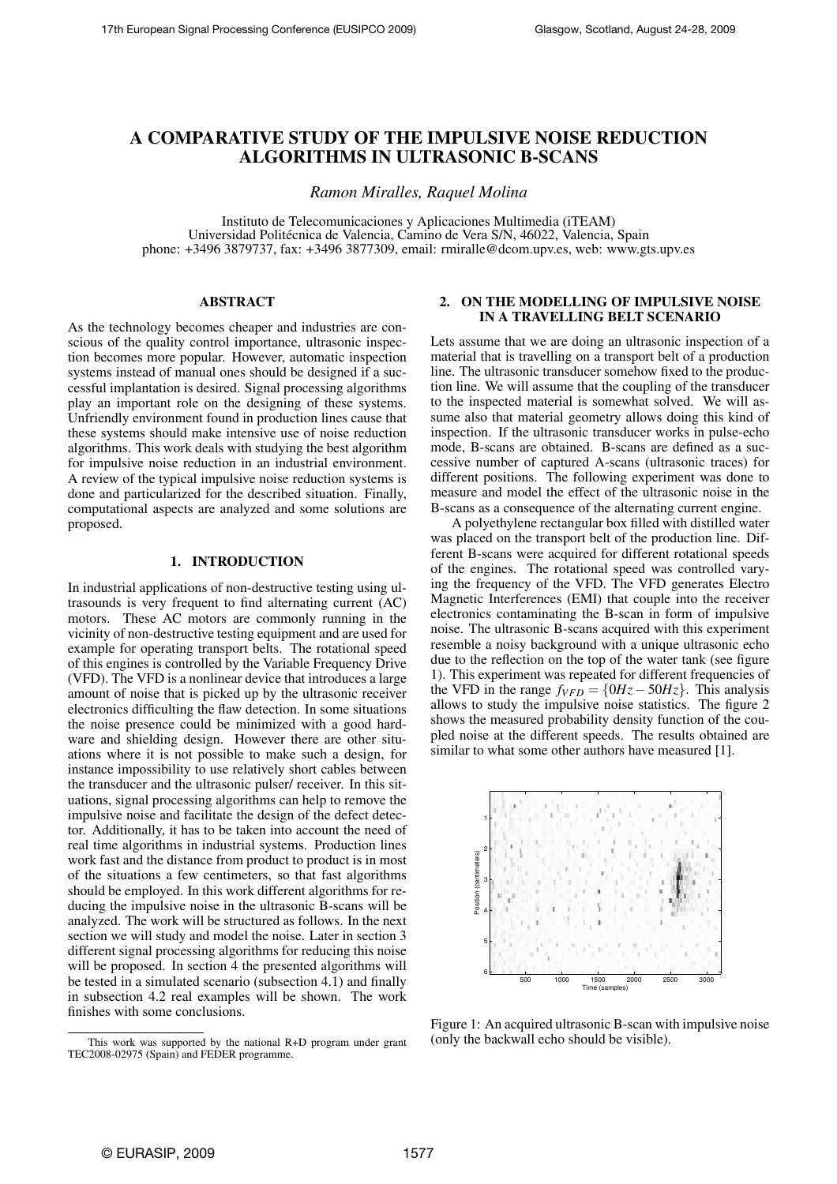# A COMPARATIVE STUDY OF THE IMPULSIVE NOISE REDUCTION ALGORITHMS IN ULTRASONIC B-SCANS

*Ramon Miralles, Raquel Molina*

Instituto de Telecomunicaciones y Aplicaciones Multimedia (iTEAM)
Universidad Politécnica de Valencia, Camino de Vera S/N, 46022, Valencia, Spain
phone: +3496 3879737, fax: +3496 3877309, email: rmiralle@dcom.upv.es, web: www.gts.upv.es

## ABSTRACT

As the technology becomes cheaper and industries are conscious of the quality control importance, ultrasonic inspection becomes more popular. However, automatic inspection systems instead of manual ones should be designed if a successful implantation is desired. Signal processing algorithms play an important role on the designing of these systems. Unfriendly environment found in production lines cause that these systems should make intensive use of noise reduction algorithms. This work deals with studying the best algorithm for impulsive noise reduction in an industrial environment. A review of the typical impulsive noise reduction systems is done and particularized for the described situation. Finally, computational aspects are analyzed and some solutions are proposed.

## 1. INTRODUCTION

In industrial applications of non-destructive testing using ultrasounds is very frequent to find alternating current (AC) motors. These AC motors are commonly running in the vicinity of non-destructive testing equipment and are used for example for operating transport belts. The rotational speed of this engines is controlled by the Variable Frequency Drive (VFD). The VFD is a nonlinear device that introduces a large amount of noise that is picked up by the ultrasonic receiver electronics difficulting the flaw detection. In some situations the noise presence could be minimized with a good hardware and shielding design. However there are other situations where it is not possible to make such a design, for instance impossibility to use relatively short cables between the transducer and the ultrasonic pulser/ receiver. In this situations, signal processing algorithms can help to remove the impulsive noise and facilitate the design of the defect detector. Additionally, it has to be taken into account the need of real time algorithms in industrial systems. Production lines work fast and the distance from product to product is in most of the situations a few centimeters, so that fast algorithms should be employed. In this work different algorithms for reducing the impulsive noise in the ultrasonic B-scans will be analyzed. The work will be structured as follows. In the next section we will study and model the noise. Later in section 3 different signal processing algorithms for reducing this noise will be proposed. In section 4 the presented algorithms will be tested in a simulated scenario (subsection 4.1) and finally in subsection 4.2 real examples will be shown. The work finishes with some conclusions.

This work was supported by the national R+D program under grant TEC2008-02975 (Spain) and FEDER programme.

## 2. ON THE MODELLING OF IMPULSIVE NOISE IN A TRAVELLING BELT SCENARIO

Lets assume that we are doing an ultrasonic inspection of a material that is travelling on a transport belt of a production line. The ultrasonic transducer somehow fixed to the production line. We will assume that the coupling of the transducer to the inspected material is somewhat solved. We will assume also that material geometry allows doing this kind of inspection. If the ultrasonic transducer works in pulse-echo mode, B-scans are obtained. B-scans are defined as a successive number of captured A-scans (ultrasonic traces) for different positions. The following experiment was done to measure and model the effect of the ultrasonic noise in the B-scans as a consequence of the alternating current engine.

A polyethylene rectangular box filled with distilled water was placed on the transport belt of the production line. Different B-scans were acquired for different rotational speeds of the engines. The rotational speed was controlled varying the frequency of the VFD. The VFD generates Electro Magnetic Interferences (EMI) that couple into the receiver electronics contaminating the B-scan in form of impulsive noise. The ultrasonic B-scans acquired with this experiment resemble a noisy background with a unique ultrasonic echo due to the reflection on the top of the water tank (see figure 1). This experiment was repeated for different frequencies of the VFD in the range $f_{VFD} = \{0Hz - 50Hz\}$. This analysis allows to study the impulsive noise statistics. The figure 2 shows the measured probability density function of the coupled noise at the different speeds. The results obtained are similar to what some other authors have measured [1].

Figure 1: An acquired ultrasonic B-scan with impulsive noise (only the backwall echo should be visible).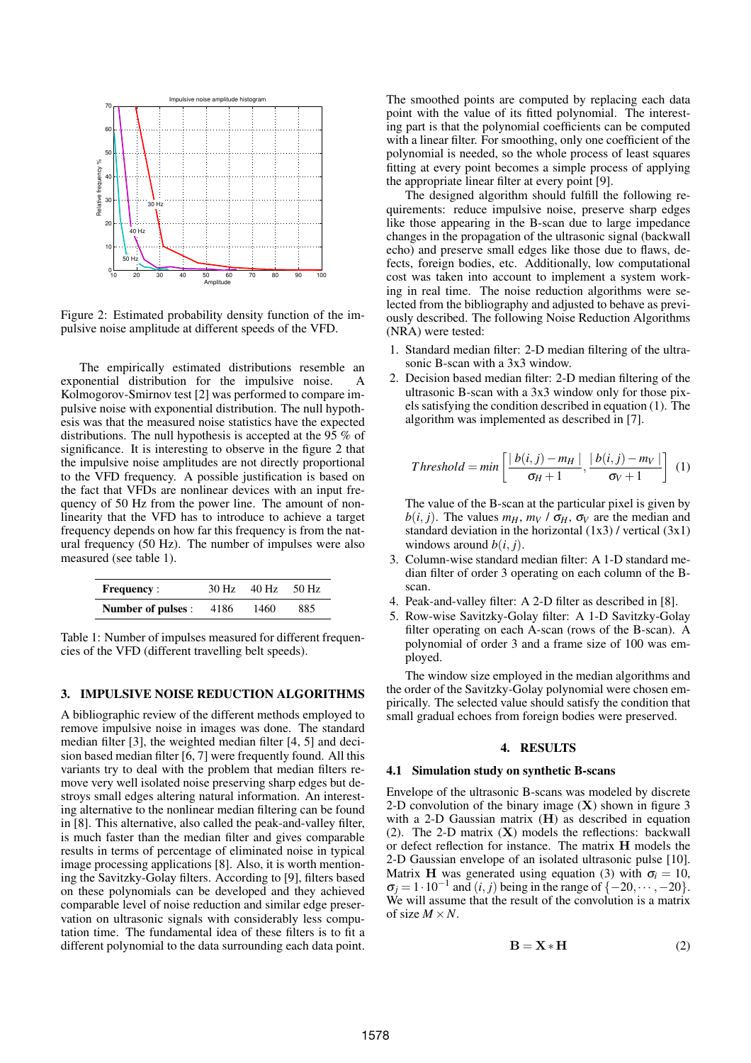Figure 2: Estimated probability density function of the impulsive noise amplitude at different speeds of the VFD.

The empirically estimated distributions resemble an exponential distribution for the impulsive noise. A Kolmogorov-Smirnov test [2] was performed to compare impulsive noise with exponential distribution. The null hypothesis was that the measured noise statistics have the expected distributions. The null hypothesis is accepted at the 95 % of significance. It is interesting to observe in the figure 2 that the impulsive noise amplitudes are not directly proportional to the VFD frequency. A possible justification is based on the fact that VFDs are nonlinear devices with an input frequency of 50 Hz from the power line. The amount of nonlinearity that the VFD has to introduce to achieve a target frequency depends on how far this frequency is from the natural frequency (50 Hz). The number of impulses were also measured (see table 1).

| **Frequency** : | 30 Hz | 40 Hz | 50 Hz |
|---|---|---|---|
| **Number of pulses** : | 4186 | 1460 | 885 |

Table 1: Number of impulses measured for different frequencies of the VFD (different travelling belt speeds).

## 3. IMPULSIVE NOISE REDUCTION ALGORITHMS

A bibliographic review of the different methods employed to remove impulsive noise in images was done. The standard median filter [3], the weighted median filter [4, 5] and decision based median filter [6, 7] were frequently found. All this variants try to deal with the problem that median filters remove very well isolated noise preserving sharp edges but destroys small edges altering natural information. An interesting alternative to the nonlinear median filtering can be found in [8]. This alternative, also called the peak-and-valley filter, is much faster than the median filter and gives comparable results in terms of percentage of eliminated noise in typical image processing applications [8]. Also, it is worth mentioning the Savitzky-Golay filters. According to [9], filters based on these polynomials can be developed and they achieved comparable level of noise reduction and similar edge preservation on ultrasonic signals with considerably less computation time. The fundamental idea of these filters is to fit a different polynomial to the data surrounding each data point. The smoothed points are computed by replacing each data point with the value of its fitted polynomial. The interesting part is that the polynomial coefficients can be computed with a linear filter. For smoothing, only one coefficient of the polynomial is needed, so the whole process of least squares fitting at every point becomes a simple process of applying the appropriate linear filter at every point [9].

The designed algorithm should fulfill the following requirements: reduce impulsive noise, preserve sharp edges like those appearing in the B-scan due to large impedance changes in the propagation of the ultrasonic signal (backwall echo) and preserve small edges like those due to flaws, defects, foreign bodies, etc. Additionally, low computational cost was taken into account to implement a system working in real time. The noise reduction algorithms were selected from the bibliography and adjusted to behave as previously described. The following Noise Reduction Algorithms (NRA) were tested:

1. Standard median filter: 2-D median filtering of the ultrasonic B-scan with a 3x3 window.
2. Decision based median filter: 2-D median filtering of the ultrasonic B-scan with a 3x3 window only for those pixels satisfying the condition described in equation (1). The algorithm was implemented as described in [7].

$$Threshold = min\left[\frac{|b(i,j)-m_H|}{\sigma_H+1}, \frac{|b(i,j)-m_V|}{\sigma_V+1}\right] \quad (1)$$

   The value of the B-scan at the particular pixel is given by $b(i,j)$. The values $m_H$, $m_V$ / $\sigma_H$, $\sigma_V$ are the median and standard deviation in the horizontal (1x3) / vertical (3x1) windows around $b(i,j)$.

3. Column-wise standard median filter: A 1-D standard median filter of order 3 operating on each column of the B-scan.
4. Peak-and-valley filter: A 2-D filter as described in [8].
5. Row-wise Savitzky-Golay filter: A 1-D Savitzky-Golay filter operating on each A-scan (rows of the B-scan). A polynomial of order 3 and a frame size of 100 was employed.

The window size employed in the median algorithms and the order of the Savitzky-Golay polynomial were chosen empirically. The selected value should satisfy the condition that small gradual echoes from foreign bodies were preserved.

## 4. RESULTS

### 4.1 Simulation study on synthetic B-scans

Envelope of the ultrasonic B-scans was modeled by discrete 2-D convolution of the binary image ($\mathbf{X}$) shown in figure 3 with a 2-D Gaussian matrix ($\mathbf{H}$) as described in equation (2). The 2-D matrix ($\mathbf{X}$) models the reflections: backwall or defect reflection for instance. The matrix $\mathbf{H}$ models the 2-D Gaussian envelope of an isolated ultrasonic pulse [10]. Matrix $\mathbf{H}$ was generated using equation (3) with $\sigma_i = 10$, $\sigma_j = 1\cdot 10^{-1}$ and $(i,j)$ being in the range of $\{-20,\cdots,-20\}$. We will assume that the result of the convolution is a matrix of size $M\times N$.

$$\mathbf{B} = \mathbf{X} * \mathbf{H} \quad (2)$$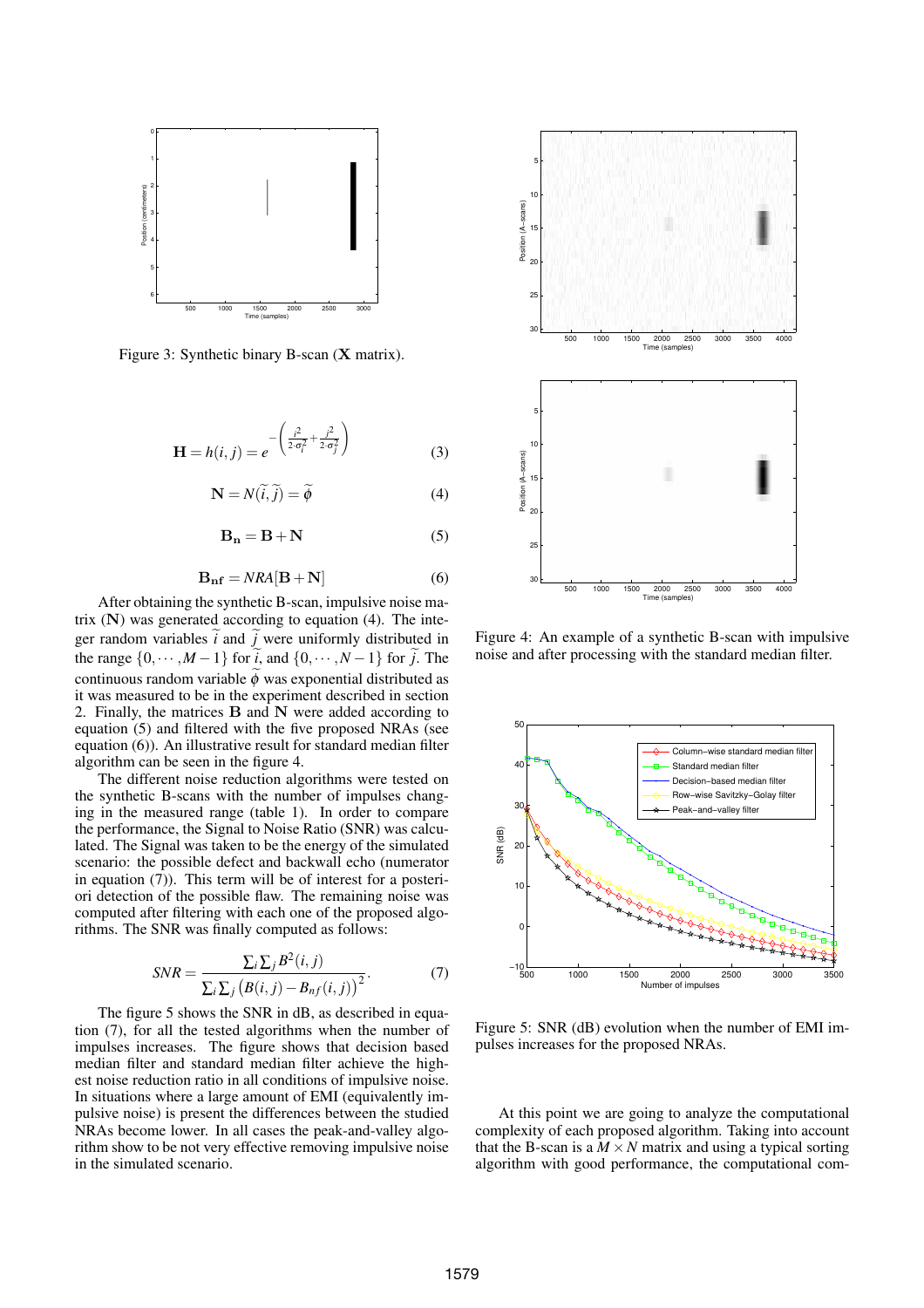Figure 3: Synthetic binary B-scan (**X** matrix).

$$\mathbf{H} = h(i,j) = e^{-\left(\frac{i^2}{2\cdot\sigma_i^2}+\frac{j^2}{2\cdot\sigma_j^2}\right)} \tag{3}$$

$$\mathbf{N} = N(\widetilde{i},\widetilde{j}) = \widetilde{\phi} \tag{4}$$

$$\mathbf{B_n} = \mathbf{B} + \mathbf{N} \tag{5}$$

$$\mathbf{B_{nf}} = NRA[\mathbf{B} + \mathbf{N}] \tag{6}$$

After obtaining the synthetic B-scan, impulsive noise matrix (**N**) was generated according to equation (4). The integer random variables $\widetilde{i}$ and $\widetilde{j}$ were uniformly distributed in the range $\{0,\cdots,M-1\}$ for $\widetilde{i}$, and $\{0,\cdots,N-1\}$ for $\widetilde{j}$. The continuous random variable $\widetilde{\phi}$ was exponential distributed as it was measured to be in the experiment described in section 2. Finally, the matrices **B** and **N** were added according to equation (5) and filtered with the five proposed NRAs (see equation (6)). An illustrative result for standard median filter algorithm can be seen in the figure 4.

The different noise reduction algorithms were tested on the synthetic B-scans with the number of impulses changing in the measured range (table 1). In order to compare the performance, the Signal to Noise Ratio (SNR) was calculated. The Signal was taken to be the energy of the simulated scenario: the possible defect and backwall echo (numerator in equation (7)). This term will be of interest for a posteriori detection of the possible flaw. The remaining noise was computed after filtering with each one of the proposed algorithms. The SNR was finally computed as follows:

$$SNR = \frac{\sum_i \sum_j B^2(i,j)}{\sum_i \sum_j \left(B(i,j) - B_{nf}(i,j)\right)^2}. \tag{7}$$

The figure 5 shows the SNR in dB, as described in equation (7), for all the tested algorithms when the number of impulses increases. The figure shows that decision based median filter and standard median filter achieve the highest noise reduction ratio in all conditions of impulsive noise. In situations where a large amount of EMI (equivalently impulsive noise) is present the differences between the studied NRAs become lower. In all cases the peak-and-valley algorithm show to be not very effective removing impulsive noise in the simulated scenario.

Figure 4: An example of a synthetic B-scan with impulsive noise and after processing with the standard median filter.

Figure 5: SNR (dB) evolution when the number of EMI impulses increases for the proposed NRAs.

At this point we are going to analyze the computational complexity of each proposed algorithm. Taking into account that the B-scan is a $M \times N$ matrix and using a typical sorting algorithm with good performance, the computational com-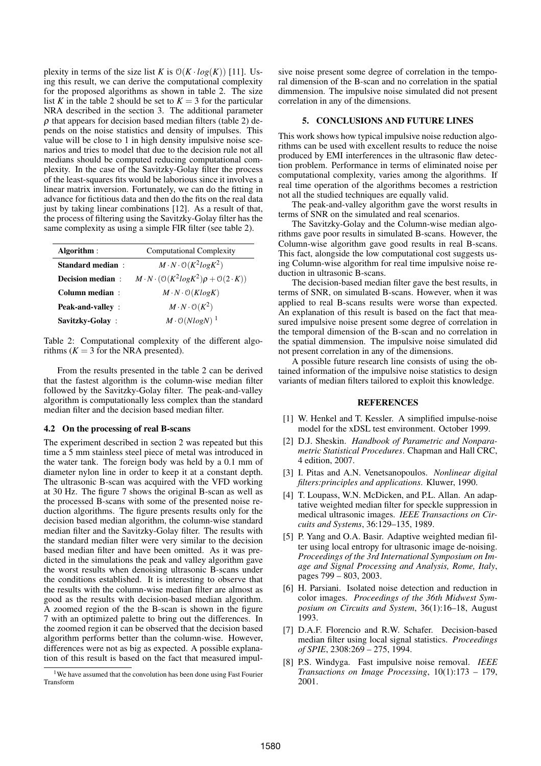plexity in terms of the size list $K$ is $\mathcal{O}(K \cdot log(K))$ [11]. Using this result, we can derive the computational complexity for the proposed algorithms as shown in table 2. The size list $K$ in the table 2 should be set to $K = 3$ for the particular NRA described in the section 3. The additional parameter $\rho$ that appears for decision based median filters (table 2) depends on the noise statistics and density of impulses. This value will be close to 1 in high density impulsive noise scenarios and tries to model that due to the decision rule not all medians should be computed reducing computational complexity. In the case of the Savitzky-Golay filter the process of the least-squares fits would be laborious since it involves a linear matrix inversion. Fortunately, we can do the fitting in advance for fictitious data and then do the fits on the real data just by taking linear combinations [12]. As a result of that, the process of filtering using the Savitzky-Golay filter has the same complexity as using a simple FIR filter (see table 2).

| **Algorithm** : | Computational Complexity |
|---|---|
| **Standard median** : | $M \cdot N \cdot \mathcal{O}(K^2 log K^2)$ |
| **Decision median** : | $M \cdot N \cdot (\mathcal{O}(K^2 log K^2)\rho + \mathcal{O}(2 \cdot K))$ |
| **Column median** : | $M \cdot N \cdot \mathcal{O}(K log K)$ |
| **Peak-and-valley** : | $M \cdot N \cdot \mathcal{O}(K^2)$ |
| **Savitzky-Golay** : | $M \cdot \mathcal{O}(N log N)$ [1] |

Table 2: Computational complexity of the different algorithms ($K = 3$ for the NRA presented).

From the results presented in the table 2 can be derived that the fastest algorithm is the column-wise median filter followed by the Savitzky-Golay filter. The peak-and-valley algorithm is computationally less complex than the standard median filter and the decision based median filter.

### 4.2 On the processing of real B-scans

The experiment described in section 2 was repeated but this time a 5 mm stainless steel piece of metal was introduced in the water tank. The foreign body was held by a 0.1 mm of diameter nylon line in order to keep it at a constant depth. The ultrasonic B-scan was acquired with the VFD working at 30 Hz. The figure 7 shows the original B-scan as well as the processed B-scans with some of the presented noise reduction algorithms. The figure presents results only for the decision based median algorithm, the column-wise standard median filter and the Savitzky-Golay filter. The results with the standard median filter were very similar to the decision based median filter and have been omitted. As it was predicted in the simulations the peak and valley algorithm gave the worst results when denoising ultrasonic B-scans under the conditions established. It is interesting to observe that the results with the column-wise median filter are almost as good as the results with decision-based median algorithm. A zoomed region of the the B-scan is shown in the figure 7 with an optimized palette to bring out the differences. In the zoomed region it can be observed that the decision based algorithm performs better than the column-wise. However, differences were not as big as expected. A possible explanation of this result is based on the fact that measured impulsive noise present some degree of correlation in the temporal dimension of the B-scan and no correlation in the spatial dimmension. The impulsive noise simulated did not present correlation in any of the dimensions.

[1] We have assumed that the convolution has been done using Fast Fourier Transform

## 5. CONCLUSIONS AND FUTURE LINES

This work shows how typical impulsive noise reduction algorithms can be used with excellent results to reduce the noise produced by EMI interferences in the ultrasonic flaw detection problem. Performance in terms of eliminated noise per computational complexity, varies among the algorithms. If real time operation of the algorithms becomes a restriction not all the studied techniques are equally valid.

The peak-and-valley algorithm gave the worst results in terms of SNR on the simulated and real scenarios.

The Savitzky-Golay and the Column-wise median algorithms gave poor results in simulated B-scans. However, the Column-wise algorithm gave good results in real B-scans. This fact, alongside the low computational cost suggests using Column-wise algorithm for real time impulsive noise reduction in ultrasonic B-scans.

The decision-based median filter gave the best results, in terms of SNR, on simulated B-scans. However, when it was applied to real B-scans results were worse than expected. An explanation of this result is based on the fact that measured impulsive noise present some degree of correlation in the temporal dimension of the B-scan and no correlation in the spatial dimmension. The impulsive noise simulated did not present correlation in any of the dimensions.

A possible future research line consists of using the obtained information of the impulsive noise statistics to design variants of median filters tailored to exploit this knowledge.

## REFERENCES

[1] W. Henkel and T. Kessler. A simplified impulse-noise model for the xDSL test environment. October 1999.

[2] D.J. Sheskin. *Handbook of Parametric and Nonparametric Statistical Procedures*. Chapman and Hall CRC, 4 edition, 2007.

[3] I. Pitas and A.N. Venetsanopoulos. *Nonlinear digital filters:principles and applications*. Kluwer, 1990.

[4] T. Loupass, W.N. McDicken, and P.L. Allan. An adaptative weighted median filter for speckle suppression in medical ultrasonic images. *IEEE Transactions on Circuits and Systems*, 36:129–135, 1989.

[5] P. Yang and O.A. Basir. Adaptive weighted median filter using local entropy for ultrasonic image de-noising. *Proceedings of the 3rd International Symposium on Image and Signal Processing and Analysis, Rome, Italy*, pages 799 – 803, 2003.

[6] H. Parsiani. Isolated noise detection and reduction in color images. *Proceedings of the 36th Midwest Symposium on Circuits and System*, 36(1):16–18, August 1993.

[7] D.A.F. Florencio and R.W. Schafer. Decision-based median filter using local signal statistics. *Proceedings of SPIE*, 2308:269 – 275, 1994.

[8] P.S. Windyga. Fast impulsive noise removal. *IEEE Transactions on Image Processing*, 10(1):173 – 179, 2001.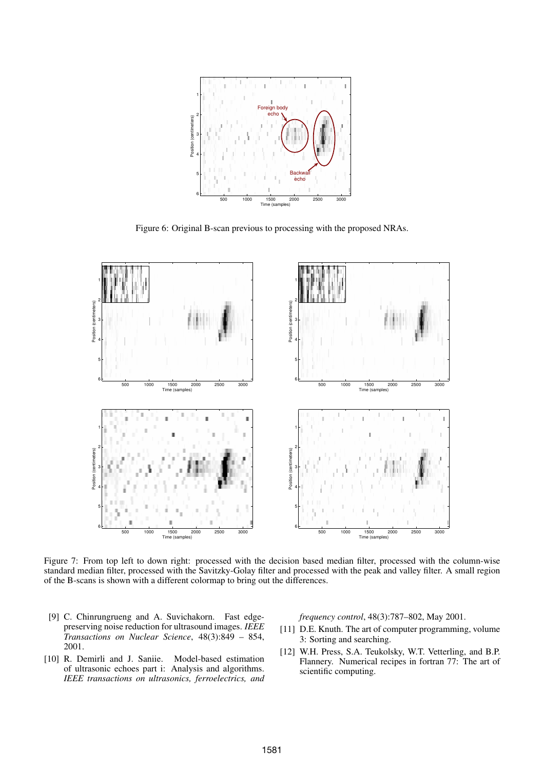Foreign body echo

Backwall echo

Position (centimeters)

Time (samples)

Figure 6: Original B-scan previous to processing with the proposed NRAs.

Figure 7: From top left to down right: processed with the decision based median filter, processed with the column-wise standard median filter, processed with the Savitzky-Golay filter and processed with the peak and valley filter. A small region of the B-scans is shown with a different colormap to bring out the differences.

[9] C. Chinrungrueng and A. Suvichakorn. Fast edge-preserving noise reduction for ultrasound images. *IEEE Transactions on Nuclear Science*, 48(3):849 – 854, 2001.

[10] R. Demirli and J. Saniie. Model-based estimation of ultrasonic echoes part i: Analysis and algorithms. *IEEE transactions on ultrasonics, ferroelectrics, and frequency control*, 48(3):787–802, May 2001.

[11] D.E. Knuth. The art of computer programming, volume 3: Sorting and searching.

[12] W.H. Press, S.A. Teukolsky, W.T. Vetterling, and B.P. Flannery. Numerical recipes in fortran 77: The art of scientific computing.